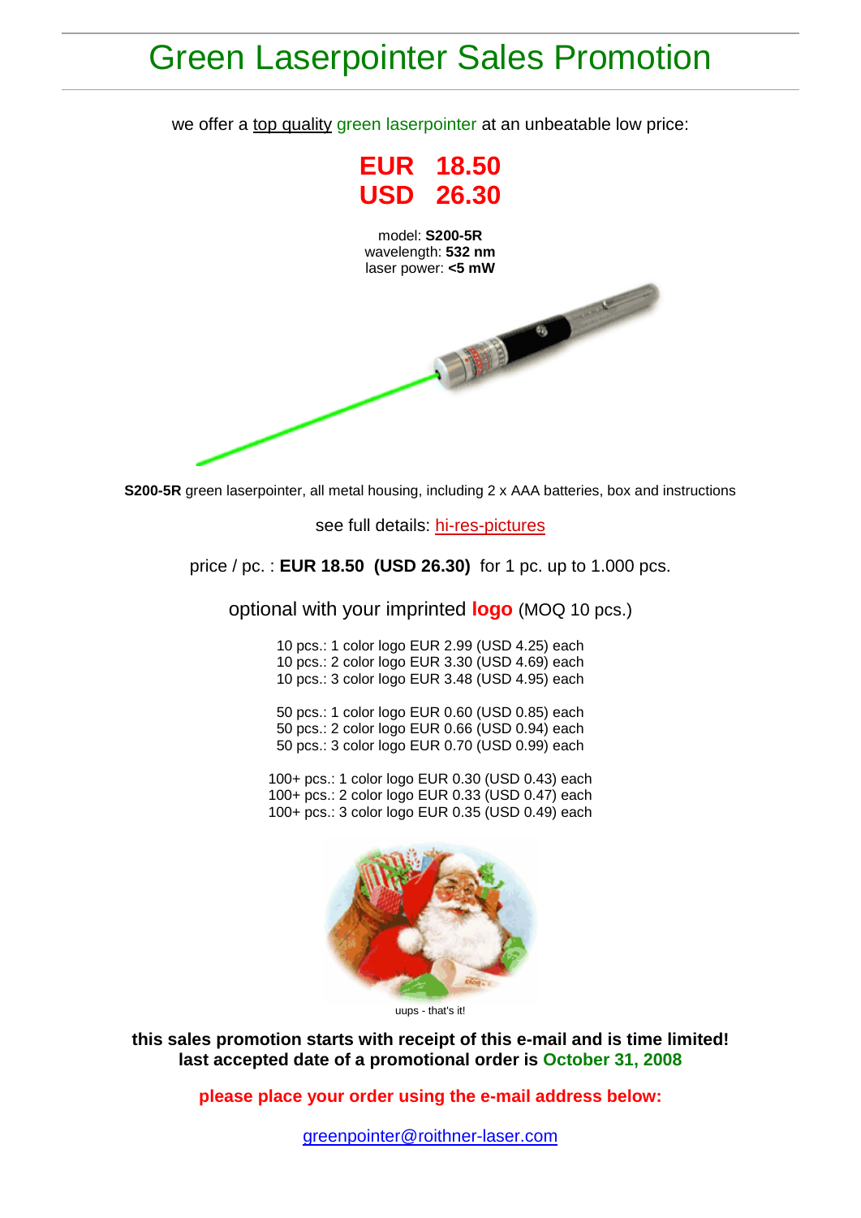# Green Laserpointer Sales Promotion

we offer a top quality green laserpointer at an unbeatable low price:

**EUR 18.50**
**USD 26.30**

model: **S200-5R**
wavelength: **532 nm**
laser power: **<5 mW**

**S200-5R** green laserpointer, all metal housing, including 2 x AAA batteries, box and instructions

see full details: hi-res-pictures

price / pc. : **EUR 18.50 (USD 26.30)** for 1 pc. up to 1.000 pcs.

optional with your imprinted **logo** (MOQ 10 pcs.)

10 pcs.: 1 color logo EUR 2.99 (USD 4.25) each
10 pcs.: 2 color logo EUR 3.30 (USD 4.69) each
10 pcs.: 3 color logo EUR 3.48 (USD 4.95) each

50 pcs.: 1 color logo EUR 0.60 (USD 0.85) each
50 pcs.: 2 color logo EUR 0.66 (USD 0.94) each
50 pcs.: 3 color logo EUR 0.70 (USD 0.99) each

100+ pcs.: 1 color logo EUR 0.30 (USD 0.43) each
100+ pcs.: 2 color logo EUR 0.33 (USD 0.47) each
100+ pcs.: 3 color logo EUR 0.35 (USD 0.49) each

uups - that's it!

**this sales promotion starts with receipt of this e-mail and is time limited!**
**last accepted date of a promotional order is October 31, 2008**

**please place your order using the e-mail address below:**

greenpointer@roithner-laser.com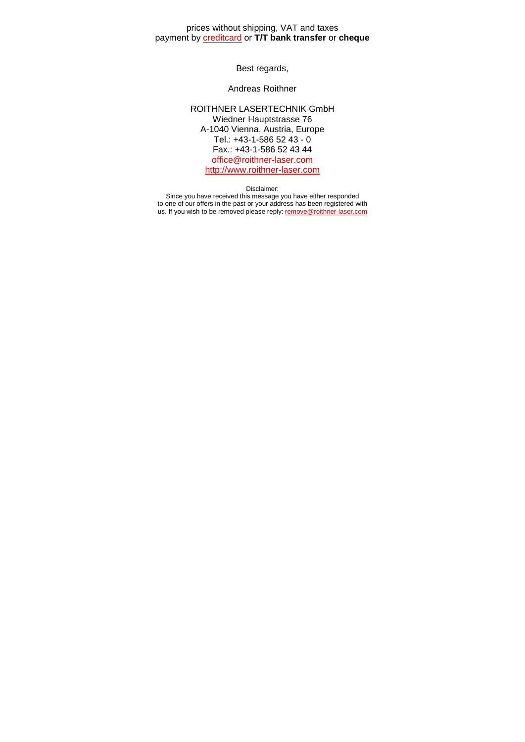prices without shipping, VAT and taxes
payment by creditcard or **T/T bank transfer** or **cheque**

Best regards,

Andreas Roithner

ROITHNER LASERTECHNIK GmbH
Wiedner Hauptstrasse 76
A-1040 Vienna, Austria, Europe
Tel.: +43-1-586 52 43 - 0
Fax.: +43-1-586 52 43 44
office@roithner-laser.com
http://www.roithner-laser.com

Disclaimer:
Since you have received this message you have either responded to one of our offers in the past or your address has been registered with us. If you wish to be removed please reply: remove@roithner-laser.com